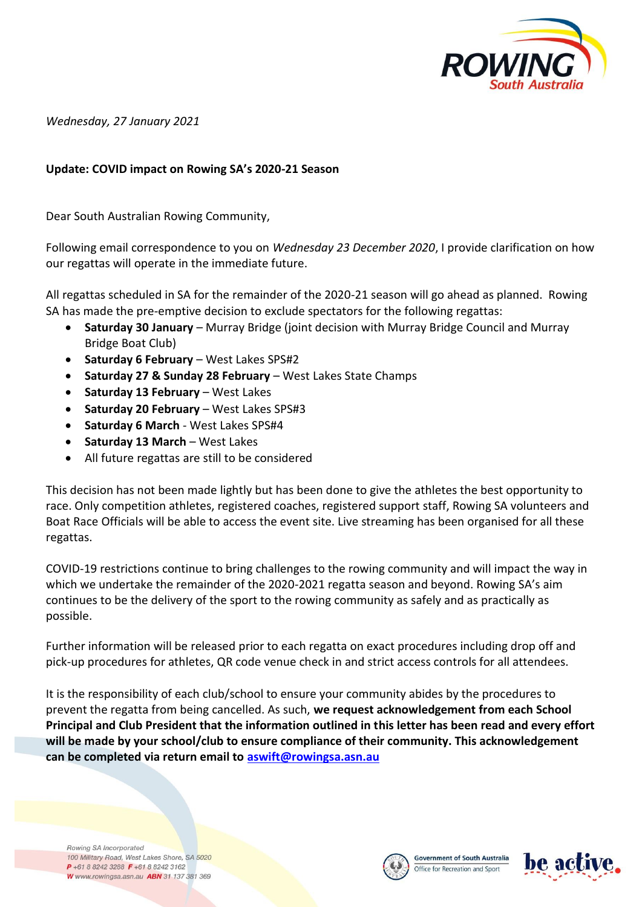*Wednesday, 27 January 2021*

**Update: COVID impact on Rowing SA's 2020-21 Season**

Dear South Australian Rowing Community,

Following email correspondence to you on *Wednesday 23 December 2020*, I provide clarification on how our regattas will operate in the immediate future.

All regattas scheduled in SA for the remainder of the 2020-21 season will go ahead as planned. Rowing SA has made the pre-emptive decision to exclude spectators for the following regattas:

- **Saturday 30 January** – Murray Bridge (joint decision with Murray Bridge Council and Murray Bridge Boat Club)
- **Saturday 6 February** – West Lakes SPS#2
- **Saturday 27 & Sunday 28 February** – West Lakes State Champs
- **Saturday 13 February** – West Lakes
- **Saturday 20 February** – West Lakes SPS#3
- **Saturday 6 March** - West Lakes SPS#4
- **Saturday 13 March** – West Lakes
- All future regattas are still to be considered

This decision has not been made lightly but has been done to give the athletes the best opportunity to race. Only competition athletes, registered coaches, registered support staff, Rowing SA volunteers and Boat Race Officials will be able to access the event site. Live streaming has been organised for all these regattas.

COVID-19 restrictions continue to bring challenges to the rowing community and will impact the way in which we undertake the remainder of the 2020-2021 regatta season and beyond. Rowing SA's aim continues to be the delivery of the sport to the rowing community as safely and as practically as possible.

Further information will be released prior to each regatta on exact procedures including drop off and pick-up procedures for athletes, QR code venue check in and strict access controls for all attendees.

It is the responsibility of each club/school to ensure your community abides by the procedures to prevent the regatta from being cancelled. As such, **we request acknowledgement from each School Principal and Club President that the information outlined in this letter has been read and every effort will be made by your school/club to ensure compliance of their community. This acknowledgement can be completed via return email to aswift@rowingsa.asn.au**

Rowing SA Incorporated
100 Military Road, West Lakes Shore, SA 5020
**P** +61 8 8242 3288 **F** +61 8 8242 3162
**W** www.rowingsa.asn.au **ABN** 31 137 381 369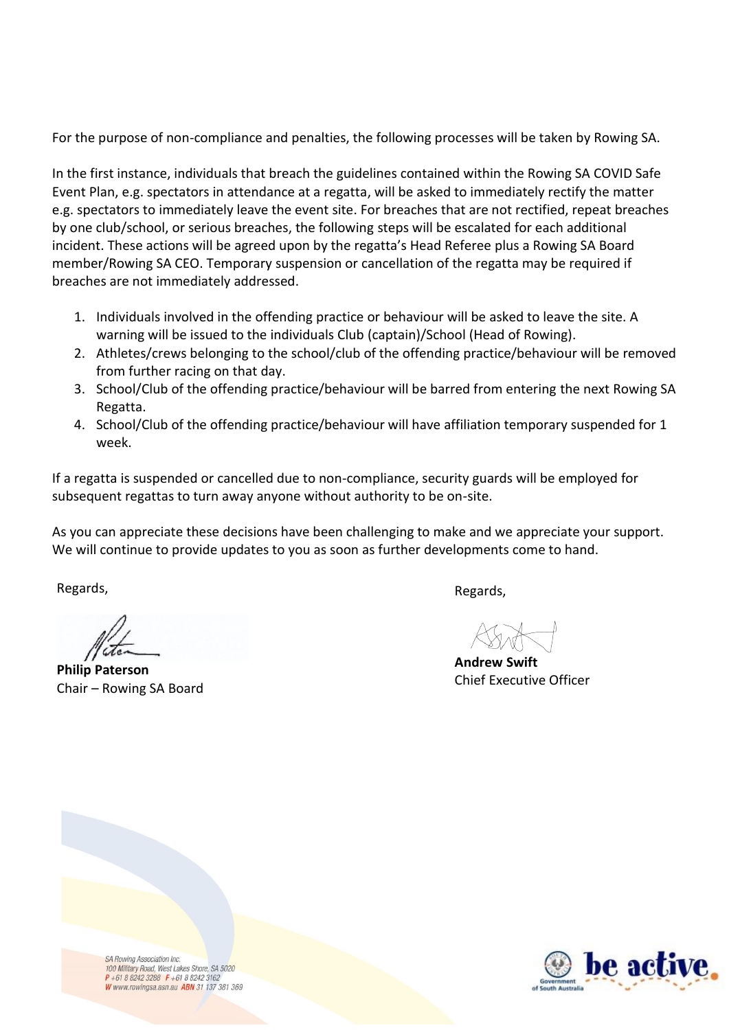For the purpose of non-compliance and penalties, the following processes will be taken by Rowing SA.

In the first instance, individuals that breach the guidelines contained within the Rowing SA COVID Safe Event Plan, e.g. spectators in attendance at a regatta, will be asked to immediately rectify the matter e.g. spectators to immediately leave the event site. For breaches that are not rectified, repeat breaches by one club/school, or serious breaches, the following steps will be escalated for each additional incident. These actions will be agreed upon by the regatta's Head Referee plus a Rowing SA Board member/Rowing SA CEO. Temporary suspension or cancellation of the regatta may be required if breaches are not immediately addressed.

1. Individuals involved in the offending practice or behaviour will be asked to leave the site. A warning will be issued to the individuals Club (captain)/School (Head of Rowing).
2. Athletes/crews belonging to the school/club of the offending practice/behaviour will be removed from further racing on that day.
3. School/Club of the offending practice/behaviour will be barred from entering the next Rowing SA Regatta.
4. School/Club of the offending practice/behaviour will have affiliation temporary suspended for 1 week.

If a regatta is suspended or cancelled due to non-compliance, security guards will be employed for subsequent regattas to turn away anyone without authority to be on-site.

As you can appreciate these decisions have been challenging to make and we appreciate your support. We will continue to provide updates to you as soon as further developments come to hand.

Regards,

**Philip Paterson**
Chair – Rowing SA Board

Regards,

**Andrew Swift**
Chief Executive Officer

SA Rowing Association Inc.
100 Military Road, West Lakes Shore, SA 5020
P +61 8 8242 3288 F +61 8 8242 3162
W www.rowingsa.asn.au ABN 31 137 381 369

Government of South Australia
be active